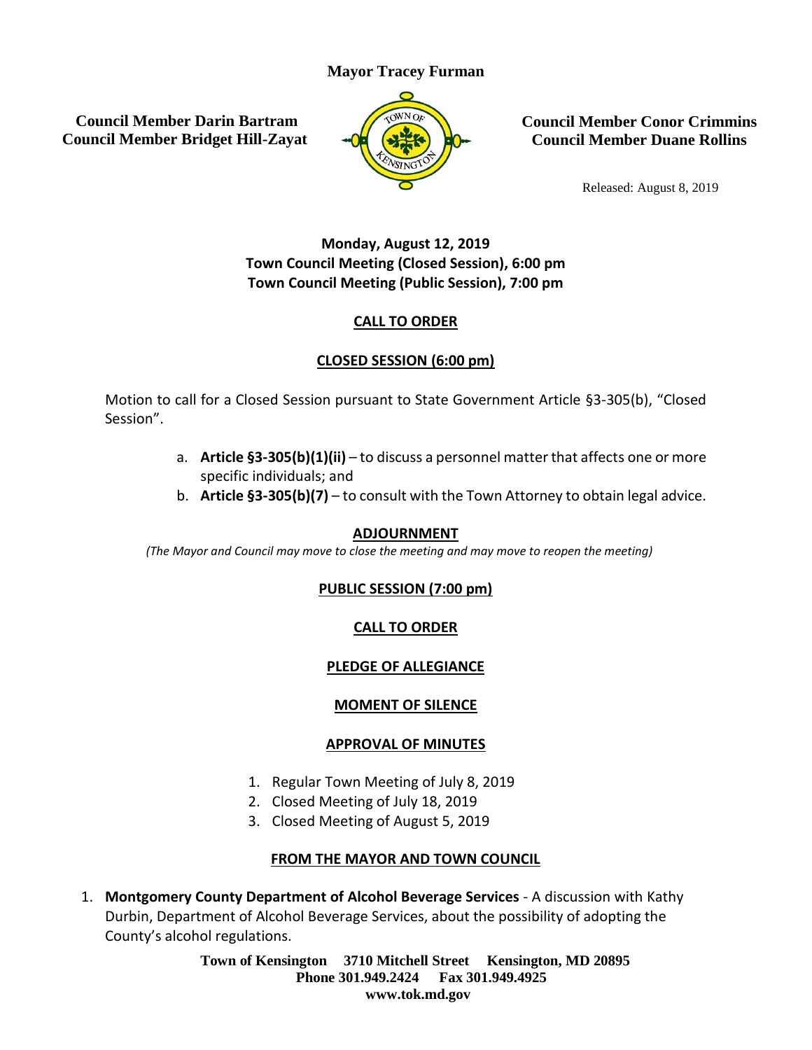**Mayor Tracey Furman**

**Council Member Darin Bartram**
**Council Member Bridget Hill-Zayat**

**Council Member Conor Crimmins**
**Council Member Duane Rollins**

Released: August 8, 2019

**Monday, August 12, 2019**
**Town Council Meeting (Closed Session), 6:00 pm**
**Town Council Meeting (Public Session), 7:00 pm**

## CALL TO ORDER

## CLOSED SESSION (6:00 pm)

Motion to call for a Closed Session pursuant to State Government Article §3-305(b), "Closed Session".

a. **Article §3-305(b)(1)(ii)** – to discuss a personnel matter that affects one or more specific individuals; and
b. **Article §3-305(b)(7)** – to consult with the Town Attorney to obtain legal advice.

## ADJOURNMENT

*(The Mayor and Council may move to close the meeting and may move to reopen the meeting)*

## PUBLIC SESSION (7:00 pm)

## CALL TO ORDER

## PLEDGE OF ALLEGIANCE

## MOMENT OF SILENCE

## APPROVAL OF MINUTES

1. Regular Town Meeting of July 8, 2019
2. Closed Meeting of July 18, 2019
3. Closed Meeting of August 5, 2019

## FROM THE MAYOR AND TOWN COUNCIL

1. **Montgomery County Department of Alcohol Beverage Services** - A discussion with Kathy Durbin, Department of Alcohol Beverage Services, about the possibility of adopting the County's alcohol regulations.

**Town of Kensington 3710 Mitchell Street Kensington, MD 20895**
**Phone 301.949.2424 Fax 301.949.4925**
**www.tok.md.gov**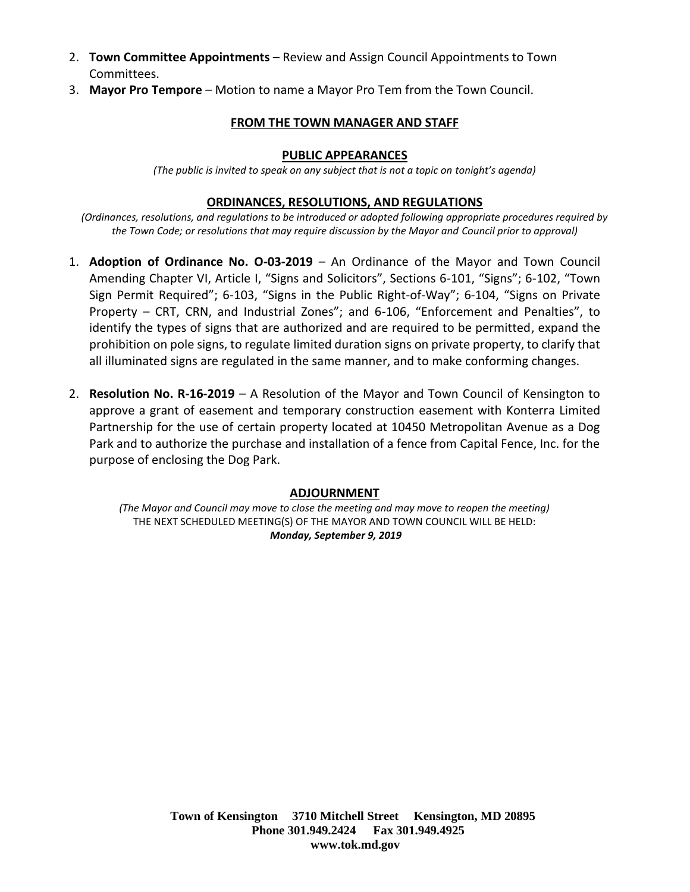2. **Town Committee Appointments** – Review and Assign Council Appointments to Town Committees.
3. **Mayor Pro Tempore** – Motion to name a Mayor Pro Tem from the Town Council.

## FROM THE TOWN MANAGER AND STAFF

## PUBLIC APPEARANCES

*(The public is invited to speak on any subject that is not a topic on tonight's agenda)*

## ORDINANCES, RESOLUTIONS, AND REGULATIONS

*(Ordinances, resolutions, and regulations to be introduced or adopted following appropriate procedures required by the Town Code; or resolutions that may require discussion by the Mayor and Council prior to approval)*

1. **Adoption of Ordinance No. O-03-2019** – An Ordinance of the Mayor and Town Council Amending Chapter VI, Article I, "Signs and Solicitors", Sections 6-101, "Signs"; 6-102, "Town Sign Permit Required"; 6-103, "Signs in the Public Right-of-Way"; 6-104, "Signs on Private Property – CRT, CRN, and Industrial Zones"; and 6-106, "Enforcement and Penalties", to identify the types of signs that are authorized and are required to be permitted, expand the prohibition on pole signs, to regulate limited duration signs on private property, to clarify that all illuminated signs are regulated in the same manner, and to make conforming changes.

2. **Resolution No. R-16-2019** – A Resolution of the Mayor and Town Council of Kensington to approve a grant of easement and temporary construction easement with Konterra Limited Partnership for the use of certain property located at 10450 Metropolitan Avenue as a Dog Park and to authorize the purchase and installation of a fence from Capital Fence, Inc. for the purpose of enclosing the Dog Park.

## ADJOURNMENT

*(The Mayor and Council may move to close the meeting and may move to reopen the meeting)*

THE NEXT SCHEDULED MEETING(S) OF THE MAYOR AND TOWN COUNCIL WILL BE HELD:

***Monday, September 9, 2019***

**Town of Kensington 3710 Mitchell Street Kensington, MD 20895**
**Phone 301.949.2424 Fax 301.949.4925**
**www.tok.md.gov**